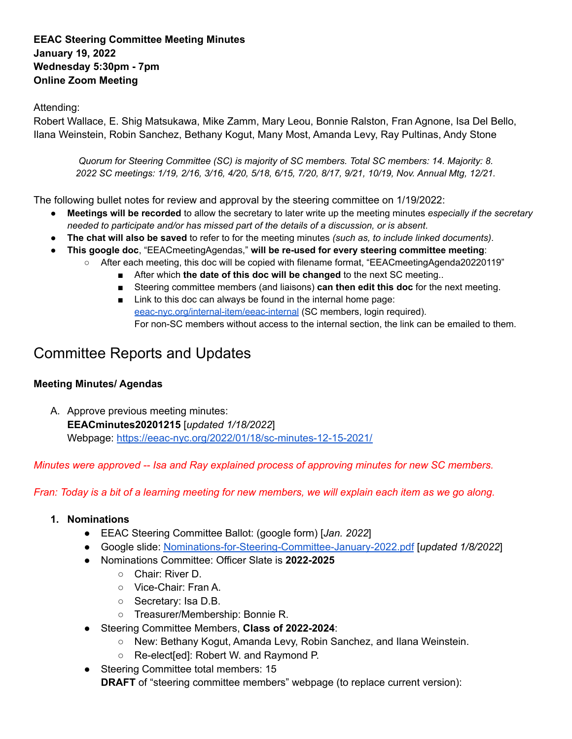**EEAC Steering Committee Meeting Minutes**
**January 19, 2022**
**Wednesday 5:30pm - 7pm**
**Online Zoom Meeting**

Attending:
Robert Wallace, E. Shig Matsukawa, Mike Zamm, Mary Leou, Bonnie Ralston, Fran Agnone, Isa Del Bello, Ilana Weinstein, Robin Sanchez, Bethany Kogut, Many Most, Amanda Levy, Ray Pultinas, Andy Stone

*Quorum for Steering Committee (SC) is majority of SC members. Total SC members: 14. Majority: 8.*
*2022 SC meetings: 1/19, 2/16, 3/16, 4/20, 5/18, 6/15, 7/20, 8/17, 9/21, 10/19, Nov. Annual Mtg, 12/21.*

The following bullet notes for review and approval by the steering committee on 1/19/2022:

- **Meetings will be recorded** to allow the secretary to later write up the meeting minutes *especially if the secretary needed to participate and/or has missed part of the details of a discussion, or is absent*.
- **The chat will also be saved** to refer to for the meeting minutes *(such as, to include linked documents)*.
- **This google doc**, "EEACmeetingAgendas," **will be re-used for every steering committee meeting**:
  - After each meeting, this doc will be copied with filename format, "EEACmeetingAgenda20220119"
    - After which **the date of this doc will be changed** to the next SC meeting..
    - Steering committee members (and liaisons) **can then edit this doc** for the next meeting.
    - Link to this doc can always be found in the internal home page: eeac-nyc.org/internal-item/eeac-internal (SC members, login required). For non-SC members without access to the internal section, the link can be emailed to them.

# Committee Reports and Updates

**Meeting Minutes/ Agendas**

A. Approve previous meeting minutes:
**EEACminutes20201215** [*updated 1/18/2022*]
Webpage: https://eeac-nyc.org/2022/01/18/sc-minutes-12-15-2021/

*Minutes were approved -- Isa and Ray explained process of approving minutes for new SC members.*

*Fran: Today is a bit of a learning meeting for new members, we will explain each item as we go along.*

1. **Nominations**
   - EEAC Steering Committee Ballot: (google form) [*Jan. 2022*]
   - Google slide: Nominations-for-Steering-Committee-January-2022.pdf [*updated 1/8/2022*]
   - Nominations Committee: Officer Slate is **2022-2025**
     - Chair: River D.
     - Vice-Chair: Fran A.
     - Secretary: Isa D.B.
     - Treasurer/Membership: Bonnie R.
   - Steering Committee Members, **Class of 2022-2024**:
     - New: Bethany Kogut, Amanda Levy, Robin Sanchez, and Ilana Weinstein.
     - Re-elect[ed]: Robert W. and Raymond P.
   - Steering Committee total members: 15
     **DRAFT** of "steering committee members" webpage (to replace current version):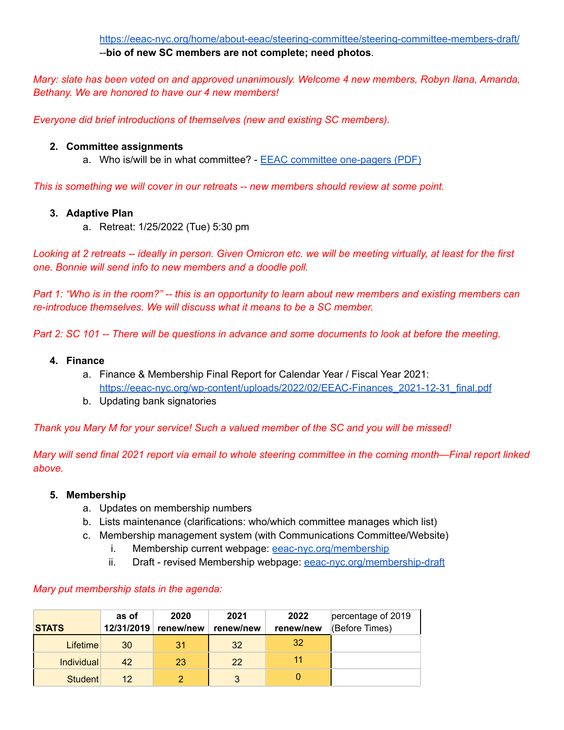https://eeac-nyc.org/home/about-eeac/steering-committee/steering-committee-members-draft/
--**bio of new SC members are not complete; need photos**.

*Mary: slate has been voted on and approved unanimously. Welcome 4 new members, Robyn Ilana, Amanda, Bethany. We are honored to have our 4 new members!*

*Everyone did brief introductions of themselves (new and existing SC members).*

2. **Committee assignments**
   a. Who is/will be in what committee? - EEAC committee one-pagers (PDF)

*This is something we will cover in our retreats -- new members should review at some point.*

3. **Adaptive Plan**
   a. Retreat: 1/25/2022 (Tue) 5:30 pm

*Looking at 2 retreats -- ideally in person. Given Omicron etc. we will be meeting virtually, at least for the first one. Bonnie will send info to new members and a doodle poll.*

*Part 1: "Who is in the room?" -- this is an opportunity to learn about new members and existing members can re-introduce themselves. We will discuss what it means to be a SC member.*

*Part 2: SC 101 -- There will be questions in advance and some documents to look at before the meeting.*

4. **Finance**
   a. Finance & Membership Final Report for Calendar Year / Fiscal Year 2021: https://eeac-nyc.org/wp-content/uploads/2022/02/EEAC-Finances_2021-12-31_final.pdf
   b. Updating bank signatories

*Thank you Mary M for your service! Such a valued member of the SC and you will be missed!*

*Mary will send final 2021 report via email to whole steering committee in the coming month—Final report linked above.*

5. **Membership**
   a. Updates on membership numbers
   b. Lists maintenance (clarifications: who/which committee manages which list)
   c. Membership management system (with Communications Committee/Website)
      i. Membership current webpage: eeac-nyc.org/membership
      ii. Draft - revised Membership webpage: eeac-nyc.org/membership-draft

*Mary put membership stats in the agenda:*

| STATS | as of 12/31/2019 | 2020 renew/new | 2021 renew/new | 2022 renew/new | percentage of 2019 (Before Times) |
|---|---|---|---|---|---|
| Lifetime | 30 | 31 | 32 | 32 | |
| Individual | 42 | 23 | 22 | 11 | |
| Student | 12 | 2 | 3 | 0 | |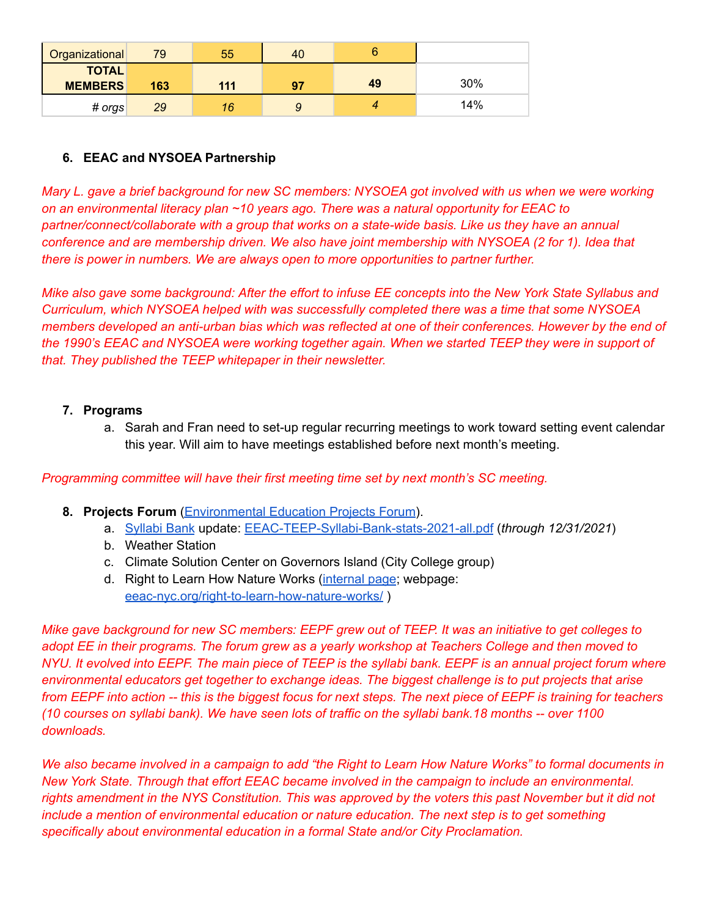| Organizational | 79 | 55 | 40 | 6 | |
|---|---|---|---|---|---|
| **TOTAL MEMBERS** | **163** | **111** | **97** | **49** | 30% |
| *# orgs* | *29* | *16* | *9* | *4* | 14% |

6. **EEAC and NYSOEA Partnership**

*Mary L. gave a brief background for new SC members: NYSOEA got involved with us when we were working on an environmental literacy plan ~10 years ago. There was a natural opportunity for EEAC to partner/connect/collaborate with a group that works on a state-wide basis. Like us they have an annual conference and are membership driven. We also have joint membership with NYSOEA (2 for 1). Idea that there is power in numbers. We are always open to more opportunities to partner further.*

*Mike also gave some background: After the effort to infuse EE concepts into the New York State Syllabus and Curriculum, which NYSOEA helped with was successfully completed there was a time that some NYSOEA members developed an anti-urban bias which was reflected at one of their conferences. However by the end of the 1990's EEAC and NYSOEA were working together again. When we started TEEP they were in support of that. They published the TEEP whitepaper in their newsletter.*

7. **Programs**
   a. Sarah and Fran need to set-up regular recurring meetings to work toward setting event calendar this year. Will aim to have meetings established before next month's meeting.

*Programming committee will have their first meeting time set by next month's SC meeting.*

8. **Projects Forum** (Environmental Education Projects Forum).
   a. Syllabi Bank update: EEAC-TEEP-Syllabi-Bank-stats-2021-all.pdf (*through 12/31/2021*)
   b. Weather Station
   c. Climate Solution Center on Governors Island (City College group)
   d. Right to Learn How Nature Works (internal page; webpage: eeac-nyc.org/right-to-learn-how-nature-works/ )

*Mike gave background for new SC members: EEPF grew out of TEEP. It was an initiative to get colleges to adopt EE in their programs. The forum grew as a yearly workshop at Teachers College and then moved to NYU. It evolved into EEPF. The main piece of TEEP is the syllabi bank. EEPF is an annual project forum where environmental educators get together to exchange ideas. The biggest challenge is to put projects that arise from EEPF into action -- this is the biggest focus for next steps. The next piece of EEPF is training for teachers (10 courses on syllabi bank). We have seen lots of traffic on the syllabi bank.18 months -- over 1100 downloads.*

*We also became involved in a campaign to add "the Right to Learn How Nature Works" to formal documents in New York State. Through that effort EEAC became involved in the campaign to include an environmental. rights amendment in the NYS Constitution. This was approved by the voters this past November but it did not include a mention of environmental education or nature education. The next step is to get something specifically about environmental education in a formal State and/or City Proclamation.*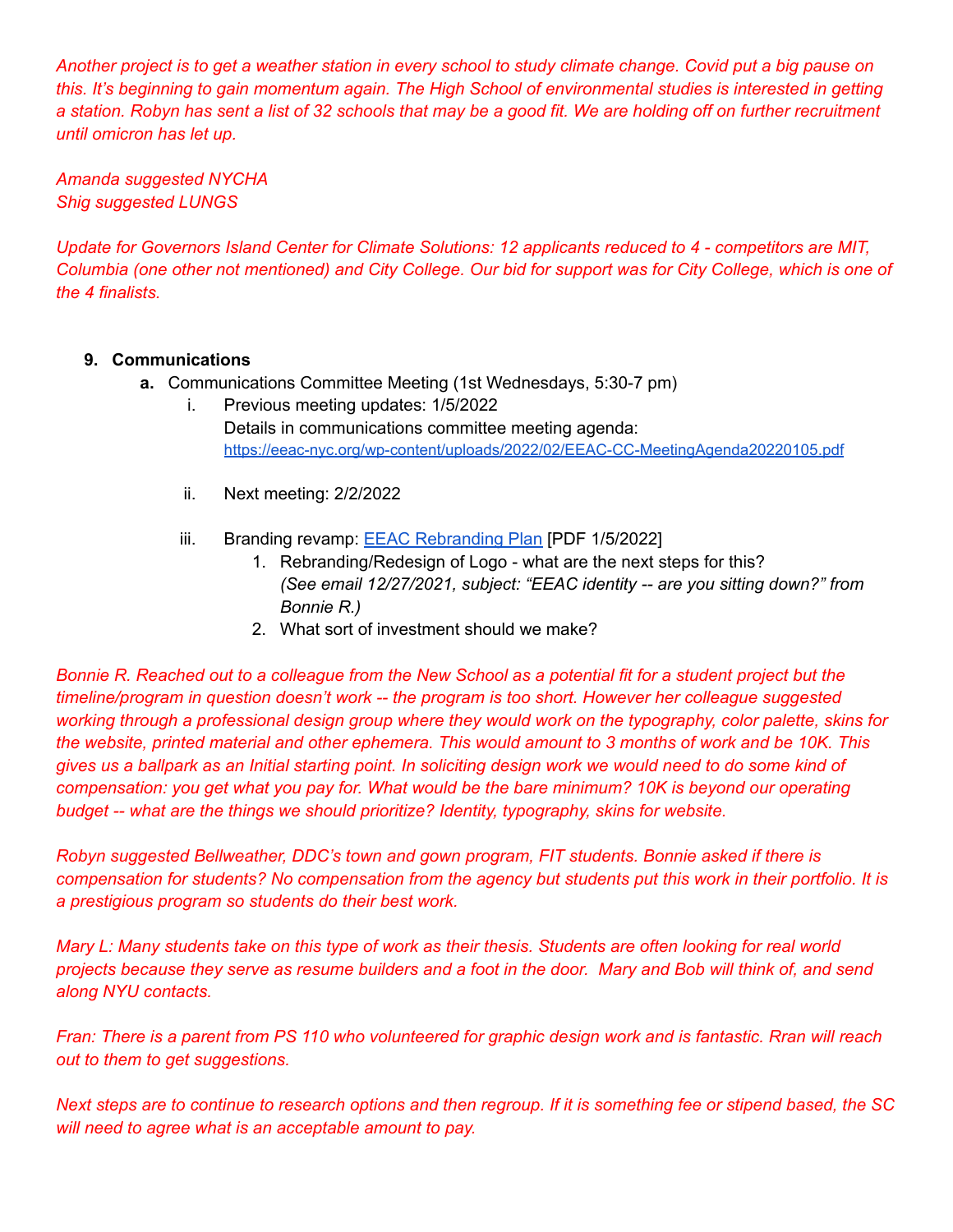*Another project is to get a weather station in every school to study climate change. Covid put a big pause on this. It's beginning to gain momentum again. The High School of environmental studies is interested in getting a station. Robyn has sent a list of 32 schools that may be a good fit. We are holding off on further recruitment until omicron has let up.*

*Amanda suggested NYCHA*
*Shig suggested LUNGS*

*Update for Governors Island Center for Climate Solutions: 12 applicants reduced to 4 - competitors are MIT, Columbia (one other not mentioned) and City College. Our bid for support was for City College, which is one of the 4 finalists.*

9. **Communications**
   a. Communications Committee Meeting (1st Wednesdays, 5:30-7 pm)
      i. Previous meeting updates: 1/5/2022
         Details in communications committee meeting agenda:
         https://eeac-nyc.org/wp-content/uploads/2022/02/EEAC-CC-MeetingAgenda20220105.pdf
      ii. Next meeting: 2/2/2022
      iii. Branding revamp: [EEAC Rebranding Plan] [PDF 1/5/2022]
         1. Rebranding/Redesign of Logo - what are the next steps for this?
            *(See email 12/27/2021, subject: "EEAC identity -- are you sitting down?" from Bonnie R.)*
         2. What sort of investment should we make?

*Bonnie R. Reached out to a colleague from the New School as a potential fit for a student project but the timeline/program in question doesn't work -- the program is too short. However her colleague suggested working through a professional design group where they would work on the typography, color palette, skins for the website, printed material and other ephemera. This would amount to 3 months of work and be 10K. This gives us a ballpark as an Initial starting point. In soliciting design work we would need to do some kind of compensation: you get what you pay for. What would be the bare minimum? 10K is beyond our operating budget -- what are the things we should prioritize? Identity, typography, skins for website.*

*Robyn suggested Bellweather, DDC's town and gown program, FIT students. Bonnie asked if there is compensation for students? No compensation from the agency but students put this work in their portfolio. It is a prestigious program so students do their best work.*

*Mary L: Many students take on this type of work as their thesis. Students are often looking for real world projects because they serve as resume builders and a foot in the door. Mary and Bob will think of, and send along NYU contacts.*

*Fran: There is a parent from PS 110 who volunteered for graphic design work and is fantastic. Rran will reach out to them to get suggestions.*

*Next steps are to continue to research options and then regroup. If it is something fee or stipend based, the SC will need to agree what is an acceptable amount to pay.*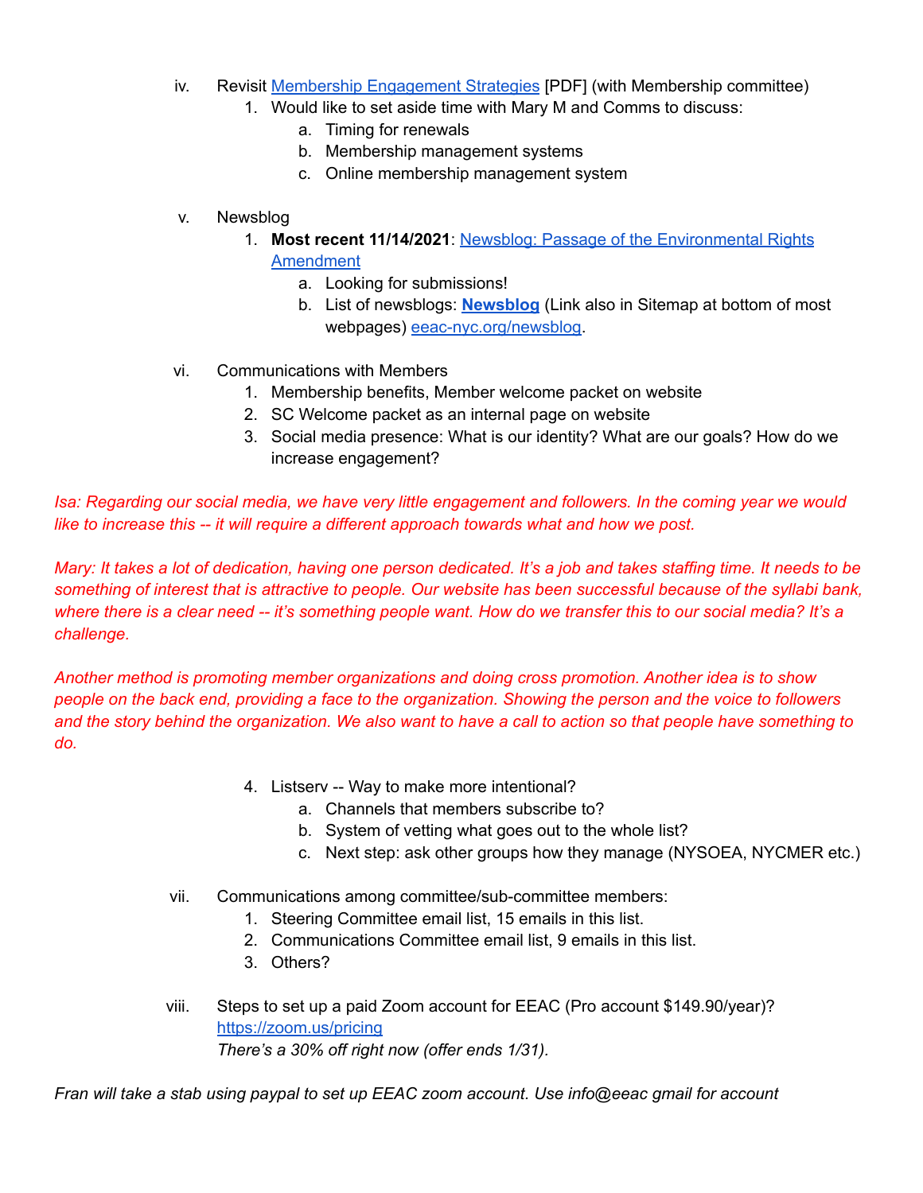iv. Revisit Membership Engagement Strategies [PDF] (with Membership committee)
   1. Would like to set aside time with Mary M and Comms to discuss:
      a. Timing for renewals
      b. Membership management systems
      c. Online membership management system

v. Newsblog
   1. **Most recent 11/14/2021**: Newsblog: Passage of the Environmental Rights Amendment
      a. Looking for submissions!
      b. List of newsblogs: **Newsblog** (Link also in Sitemap at bottom of most webpages) eeac-nyc.org/newsblog.

vi. Communications with Members
   1. Membership benefits, Member welcome packet on website
   2. SC Welcome packet as an internal page on website
   3. Social media presence: What is our identity? What are our goals? How do we increase engagement?

*Isa: Regarding our social media, we have very little engagement and followers. In the coming year we would like to increase this -- it will require a different approach towards what and how we post.*

*Mary: It takes a lot of dedication, having one person dedicated. It's a job and takes staffing time. It needs to be something of interest that is attractive to people. Our website has been successful because of the syllabi bank, where there is a clear need -- it's something people want. How do we transfer this to our social media? It's a challenge.*

*Another method is promoting member organizations and doing cross promotion. Another idea is to show people on the back end, providing a face to the organization. Showing the person and the voice to followers and the story behind the organization. We also want to have a call to action so that people have something to do.*

   4. Listserv -- Way to make more intentional?
      a. Channels that members subscribe to?
      b. System of vetting what goes out to the whole list?
      c. Next step: ask other groups how they manage (NYSOEA, NYCMER etc.)

vii. Communications among committee/sub-committee members:
   1. Steering Committee email list, 15 emails in this list.
   2. Communications Committee email list, 9 emails in this list.
   3. Others?

viii. Steps to set up a paid Zoom account for EEAC (Pro account $149.90/year)? https://zoom.us/pricing
   *There's a 30% off right now (offer ends 1/31).*

*Fran will take a stab using paypal to set up EEAC zoom account. Use info@eeac gmail for account*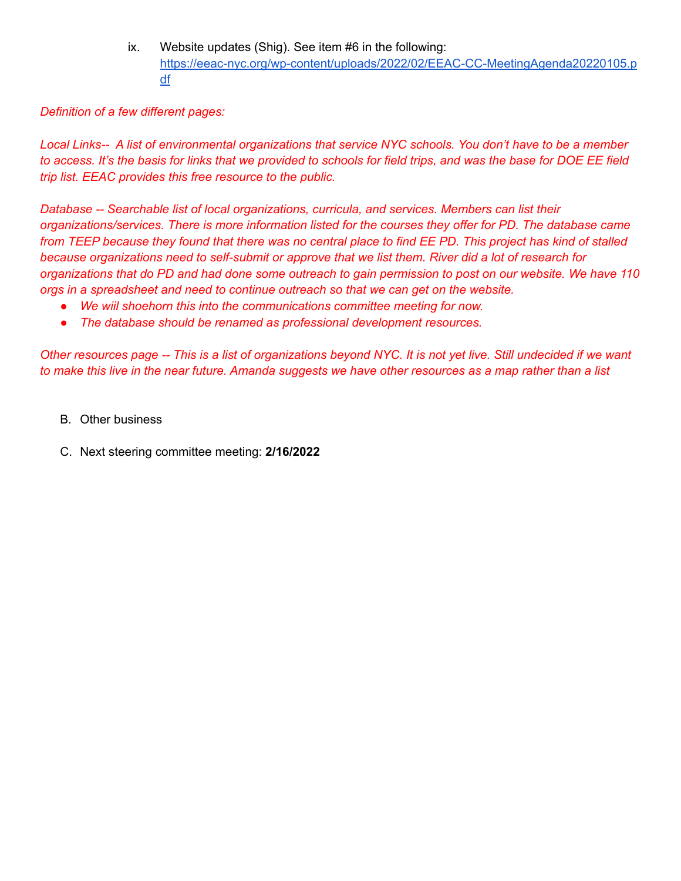ix. Website updates (Shig). See item #6 in the following: [https://eeac-nyc.org/wp-content/uploads/2022/02/EEAC-CC-MeetingAgenda20220105.pdf](https://eeac-nyc.org/wp-content/uploads/2022/02/EEAC-CC-MeetingAgenda20220105.pdf)

*Definition of a few different pages:*

*Local Links-- A list of environmental organizations that service NYC schools. You don't have to be a member to access. It's the basis for links that we provided to schools for field trips, and was the base for DOE EE field trip list. EEAC provides this free resource to the public.*

*Database -- Searchable list of local organizations, curricula, and services. Members can list their organizations/services. There is more information listed for the courses they offer for PD. The database came from TEEP because they found that there was no central place to find EE PD. This project has kind of stalled because organizations need to self-submit or approve that we list them. River did a lot of research for organizations that do PD and had done some outreach to gain permission to post on our website. We have 110 orgs in a spreadsheet and need to continue outreach so that we can get on the website.*

- *We wiil shoehorn this into the communications committee meeting for now.*
- *The database should be renamed as professional development resources.*

*Other resources page -- This is a list of organizations beyond NYC. It is not yet live. Still undecided if we want to make this live in the near future. Amanda suggests we have other resources as a map rather than a list*

B. Other business

C. Next steering committee meeting: **2/16/2022**